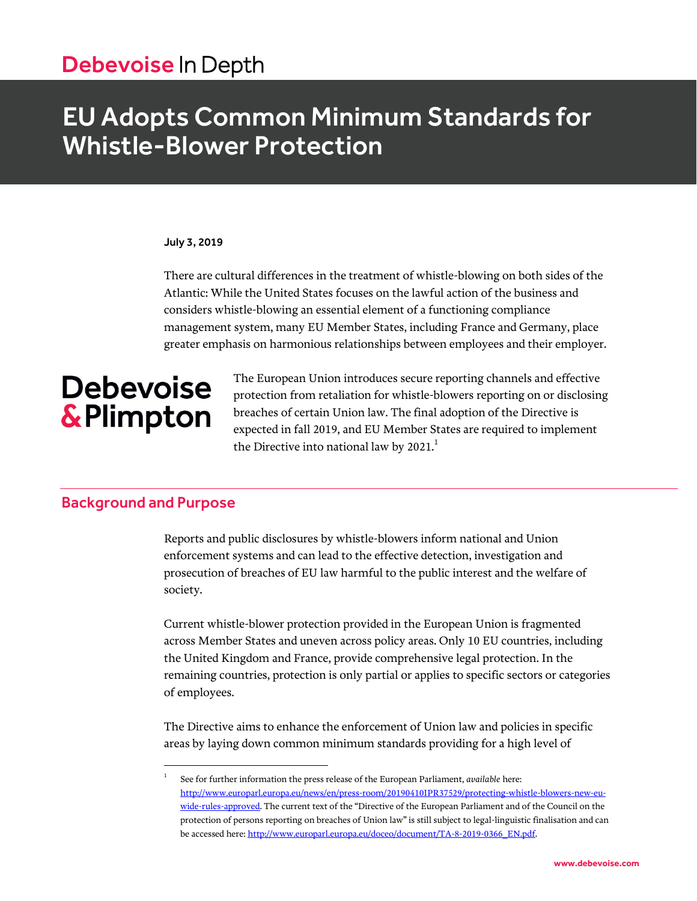Debevoise In Depth

# EU Adopts Common Minimum Standards for Whistle-Blower Protection

**July 3, 2019**

There are cultural differences in the treatment of whistle-blowing on both sides of the Atlantic: While the United States focuses on the lawful action of the business and considers whistle-blowing an essential element of a functioning compliance management system, many EU Member States, including France and Germany, place greater emphasis on harmonious relationships between employees and their employer.

The European Union introduces secure reporting channels and effective protection from retaliation for whistle-blowers reporting on or disclosing breaches of certain Union law. The final adoption of the Directive is expected in fall 2019, and EU Member States are required to implement the Directive into national law by 2021.[1]

## Background and Purpose

Reports and public disclosures by whistle-blowers inform national and Union enforcement systems and can lead to the effective detection, investigation and prosecution of breaches of EU law harmful to the public interest and the welfare of society.

Current whistle-blower protection provided in the European Union is fragmented across Member States and uneven across policy areas. Only 10 EU countries, including the United Kingdom and France, provide comprehensive legal protection. In the remaining countries, protection is only partial or applies to specific sectors or categories of employees.

The Directive aims to enhance the enforcement of Union law and policies in specific areas by laying down common minimum standards providing for a high level of

---

[1] See for further information the press release of the European Parliament, *available* here: http://www.europarl.europa.eu/news/en/press-room/20190410IPR37529/protecting-whistle-blowers-new-eu-wide-rules-approved. The current text of the "Directive of the European Parliament and of the Council on the protection of persons reporting on breaches of Union law" is still subject to legal-linguistic finalisation and can be accessed here: http://www.europarl.europa.eu/doceo/document/TA-8-2019-0366_EN.pdf.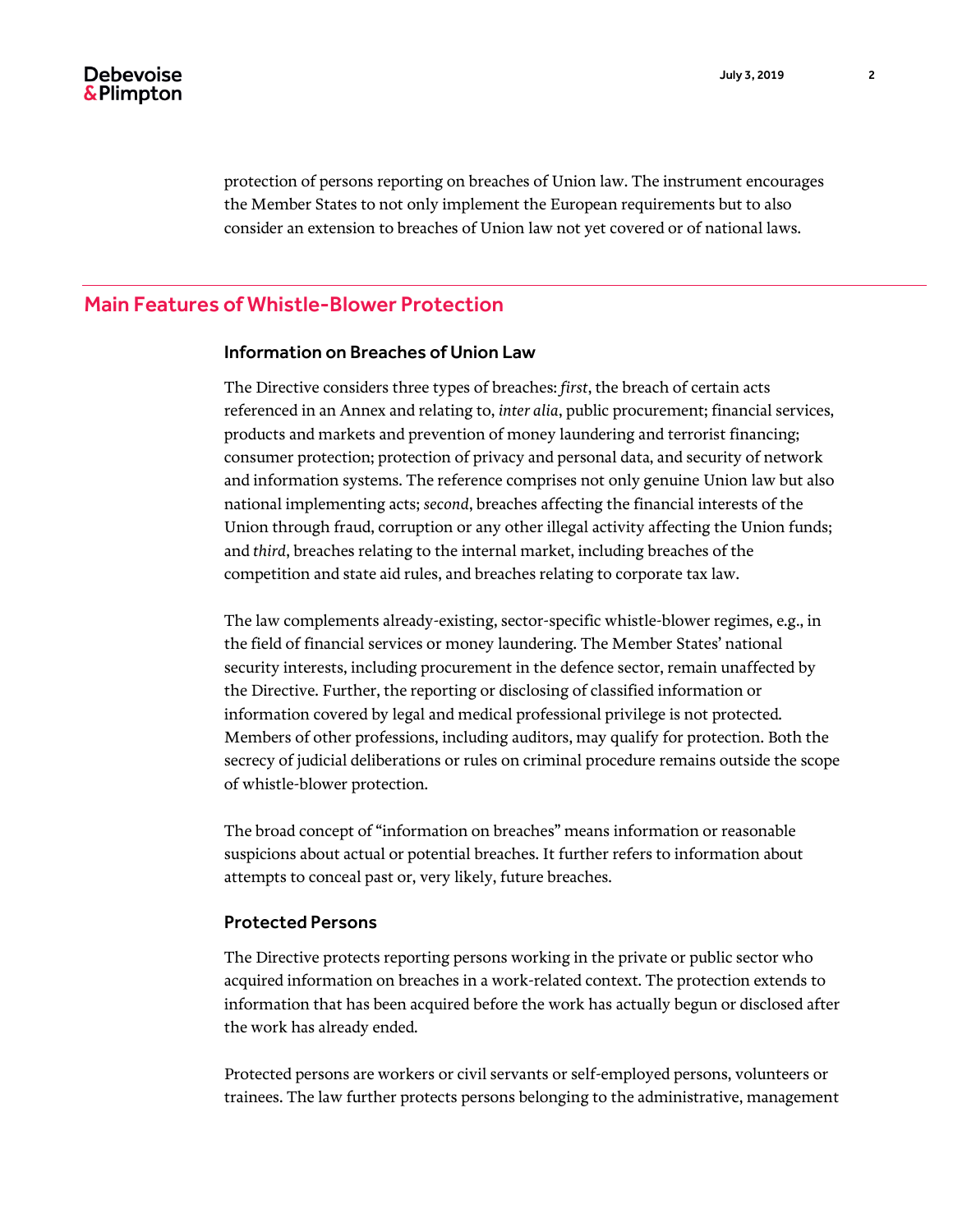protection of persons reporting on breaches of Union law. The instrument encourages the Member States to not only implement the European requirements but to also consider an extension to breaches of Union law not yet covered or of national laws.

## Main Features of Whistle-Blower Protection

### Information on Breaches of Union Law

The Directive considers three types of breaches: *first*, the breach of certain acts referenced in an Annex and relating to, *inter alia*, public procurement; financial services, products and markets and prevention of money laundering and terrorist financing; consumer protection; protection of privacy and personal data, and security of network and information systems. The reference comprises not only genuine Union law but also national implementing acts; *second*, breaches affecting the financial interests of the Union through fraud, corruption or any other illegal activity affecting the Union funds; and *third*, breaches relating to the internal market, including breaches of the competition and state aid rules, and breaches relating to corporate tax law.

The law complements already-existing, sector-specific whistle-blower regimes, e.g., in the field of financial services or money laundering. The Member States' national security interests, including procurement in the defence sector, remain unaffected by the Directive. Further, the reporting or disclosing of classified information or information covered by legal and medical professional privilege is not protected. Members of other professions, including auditors, may qualify for protection. Both the secrecy of judicial deliberations or rules on criminal procedure remains outside the scope of whistle-blower protection.

The broad concept of "information on breaches" means information or reasonable suspicions about actual or potential breaches. It further refers to information about attempts to conceal past or, very likely, future breaches.

### Protected Persons

The Directive protects reporting persons working in the private or public sector who acquired information on breaches in a work-related context. The protection extends to information that has been acquired before the work has actually begun or disclosed after the work has already ended.

Protected persons are workers or civil servants or self-employed persons, volunteers or trainees. The law further protects persons belonging to the administrative, management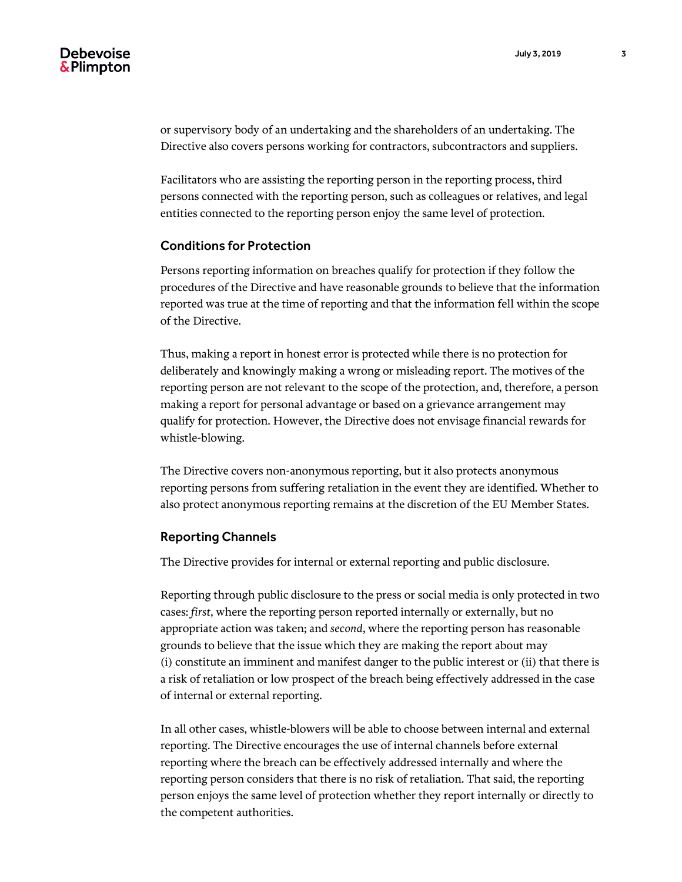or supervisory body of an undertaking and the shareholders of an undertaking. The Directive also covers persons working for contractors, subcontractors and suppliers.

Facilitators who are assisting the reporting person in the reporting process, third persons connected with the reporting person, such as colleagues or relatives, and legal entities connected to the reporting person enjoy the same level of protection.

### Conditions for Protection

Persons reporting information on breaches qualify for protection if they follow the procedures of the Directive and have reasonable grounds to believe that the information reported was true at the time of reporting and that the information fell within the scope of the Directive.

Thus, making a report in honest error is protected while there is no protection for deliberately and knowingly making a wrong or misleading report. The motives of the reporting person are not relevant to the scope of the protection, and, therefore, a person making a report for personal advantage or based on a grievance arrangement may qualify for protection. However, the Directive does not envisage financial rewards for whistle-blowing.

The Directive covers non-anonymous reporting, but it also protects anonymous reporting persons from suffering retaliation in the event they are identified. Whether to also protect anonymous reporting remains at the discretion of the EU Member States.

### Reporting Channels

The Directive provides for internal or external reporting and public disclosure.

Reporting through public disclosure to the press or social media is only protected in two cases: *first*, where the reporting person reported internally or externally, but no appropriate action was taken; and *second*, where the reporting person has reasonable grounds to believe that the issue which they are making the report about may (i) constitute an imminent and manifest danger to the public interest or (ii) that there is a risk of retaliation or low prospect of the breach being effectively addressed in the case of internal or external reporting.

In all other cases, whistle-blowers will be able to choose between internal and external reporting. The Directive encourages the use of internal channels before external reporting where the breach can be effectively addressed internally and where the reporting person considers that there is no risk of retaliation. That said, the reporting person enjoys the same level of protection whether they report internally or directly to the competent authorities.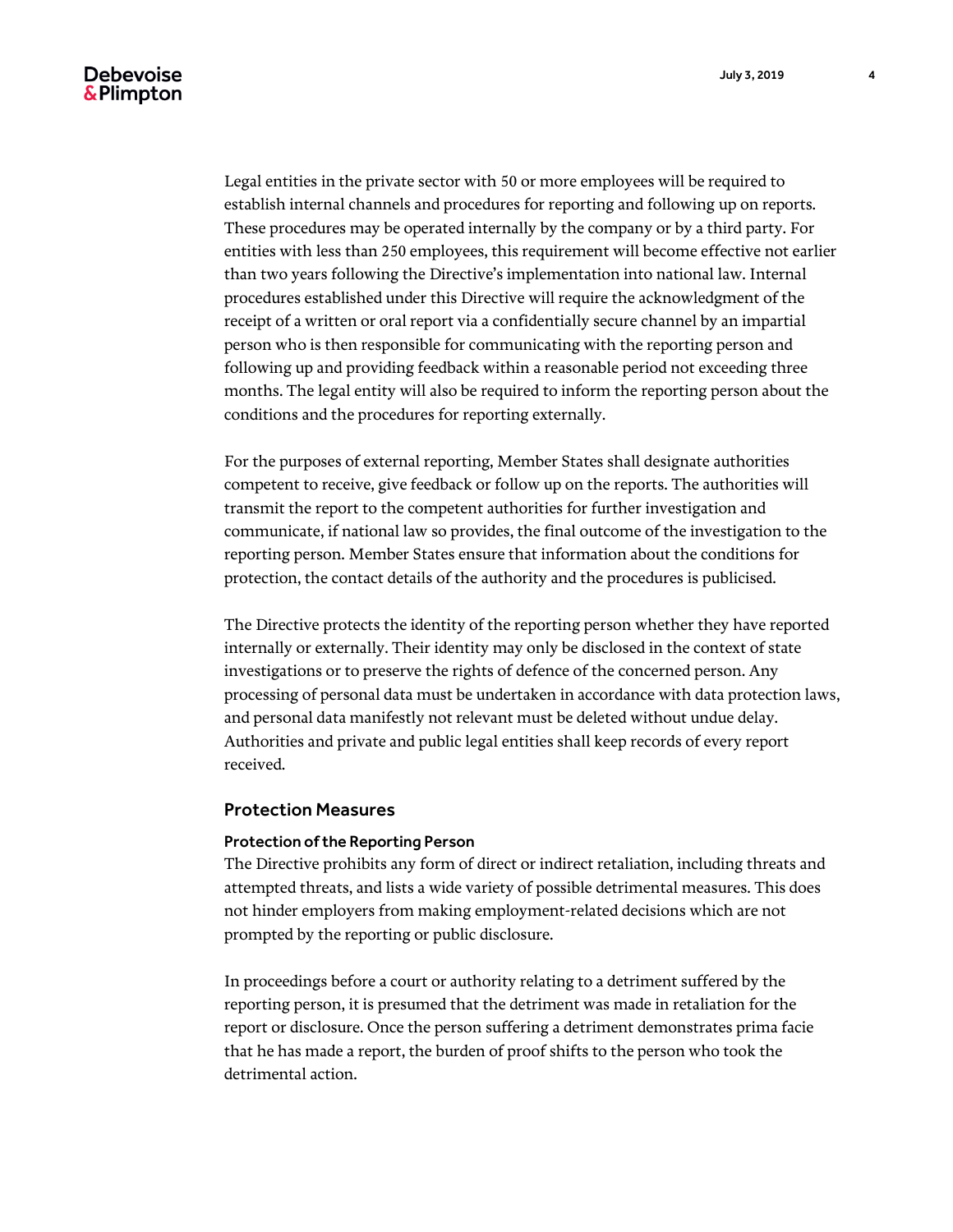Legal entities in the private sector with 50 or more employees will be required to establish internal channels and procedures for reporting and following up on reports. These procedures may be operated internally by the company or by a third party. For entities with less than 250 employees, this requirement will become effective not earlier than two years following the Directive's implementation into national law. Internal procedures established under this Directive will require the acknowledgment of the receipt of a written or oral report via a confidentially secure channel by an impartial person who is then responsible for communicating with the reporting person and following up and providing feedback within a reasonable period not exceeding three months. The legal entity will also be required to inform the reporting person about the conditions and the procedures for reporting externally.

For the purposes of external reporting, Member States shall designate authorities competent to receive, give feedback or follow up on the reports. The authorities will transmit the report to the competent authorities for further investigation and communicate, if national law so provides, the final outcome of the investigation to the reporting person. Member States ensure that information about the conditions for protection, the contact details of the authority and the procedures is publicised.

The Directive protects the identity of the reporting person whether they have reported internally or externally. Their identity may only be disclosed in the context of state investigations or to preserve the rights of defence of the concerned person. Any processing of personal data must be undertaken in accordance with data protection laws, and personal data manifestly not relevant must be deleted without undue delay. Authorities and private and public legal entities shall keep records of every report received.

## Protection Measures

### Protection of the Reporting Person

The Directive prohibits any form of direct or indirect retaliation, including threats and attempted threats, and lists a wide variety of possible detrimental measures. This does not hinder employers from making employment-related decisions which are not prompted by the reporting or public disclosure.

In proceedings before a court or authority relating to a detriment suffered by the reporting person, it is presumed that the detriment was made in retaliation for the report or disclosure. Once the person suffering a detriment demonstrates prima facie that he has made a report, the burden of proof shifts to the person who took the detrimental action.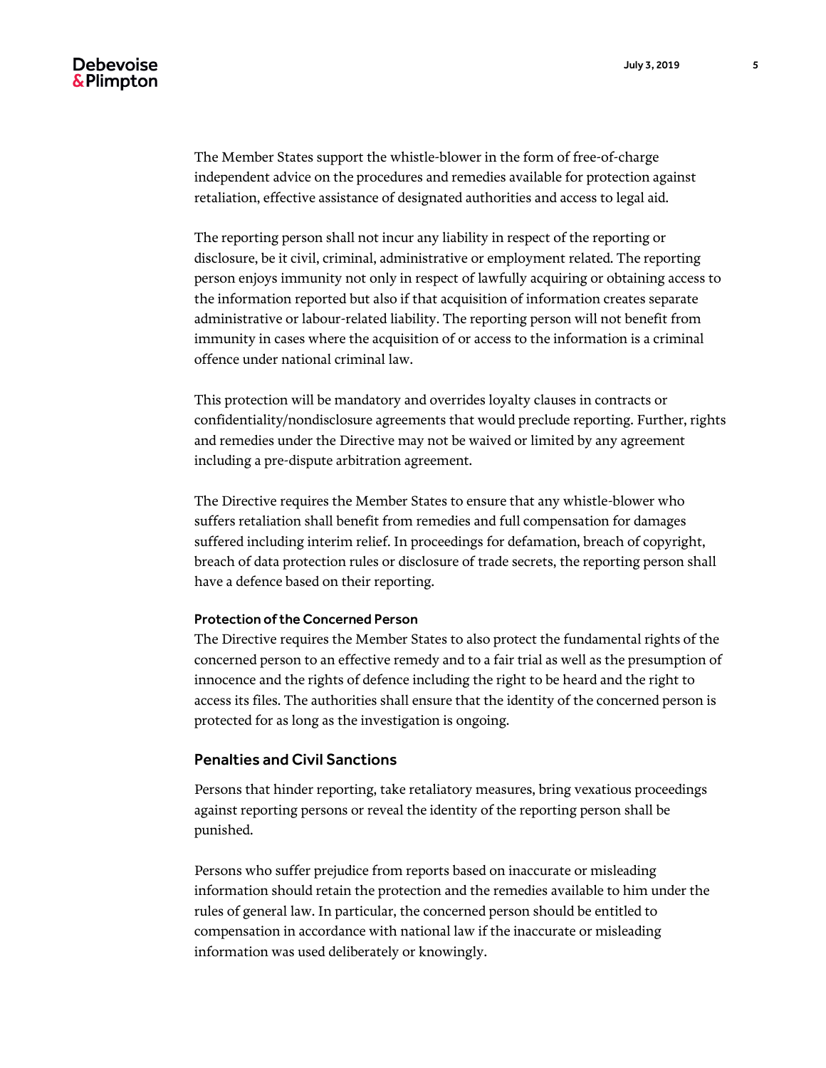The Member States support the whistle-blower in the form of free-of-charge independent advice on the procedures and remedies available for protection against retaliation, effective assistance of designated authorities and access to legal aid.

The reporting person shall not incur any liability in respect of the reporting or disclosure, be it civil, criminal, administrative or employment related. The reporting person enjoys immunity not only in respect of lawfully acquiring or obtaining access to the information reported but also if that acquisition of information creates separate administrative or labour-related liability. The reporting person will not benefit from immunity in cases where the acquisition of or access to the information is a criminal offence under national criminal law.

This protection will be mandatory and overrides loyalty clauses in contracts or confidentiality/nondisclosure agreements that would preclude reporting. Further, rights and remedies under the Directive may not be waived or limited by any agreement including a pre-dispute arbitration agreement.

The Directive requires the Member States to ensure that any whistle-blower who suffers retaliation shall benefit from remedies and full compensation for damages suffered including interim relief. In proceedings for defamation, breach of copyright, breach of data protection rules or disclosure of trade secrets, the reporting person shall have a defence based on their reporting.

#### Protection of the Concerned Person

The Directive requires the Member States to also protect the fundamental rights of the concerned person to an effective remedy and to a fair trial as well as the presumption of innocence and the rights of defence including the right to be heard and the right to access its files. The authorities shall ensure that the identity of the concerned person is protected for as long as the investigation is ongoing.

### Penalties and Civil Sanctions

Persons that hinder reporting, take retaliatory measures, bring vexatious proceedings against reporting persons or reveal the identity of the reporting person shall be punished.

Persons who suffer prejudice from reports based on inaccurate or misleading information should retain the protection and the remedies available to him under the rules of general law. In particular, the concerned person should be entitled to compensation in accordance with national law if the inaccurate or misleading information was used deliberately or knowingly.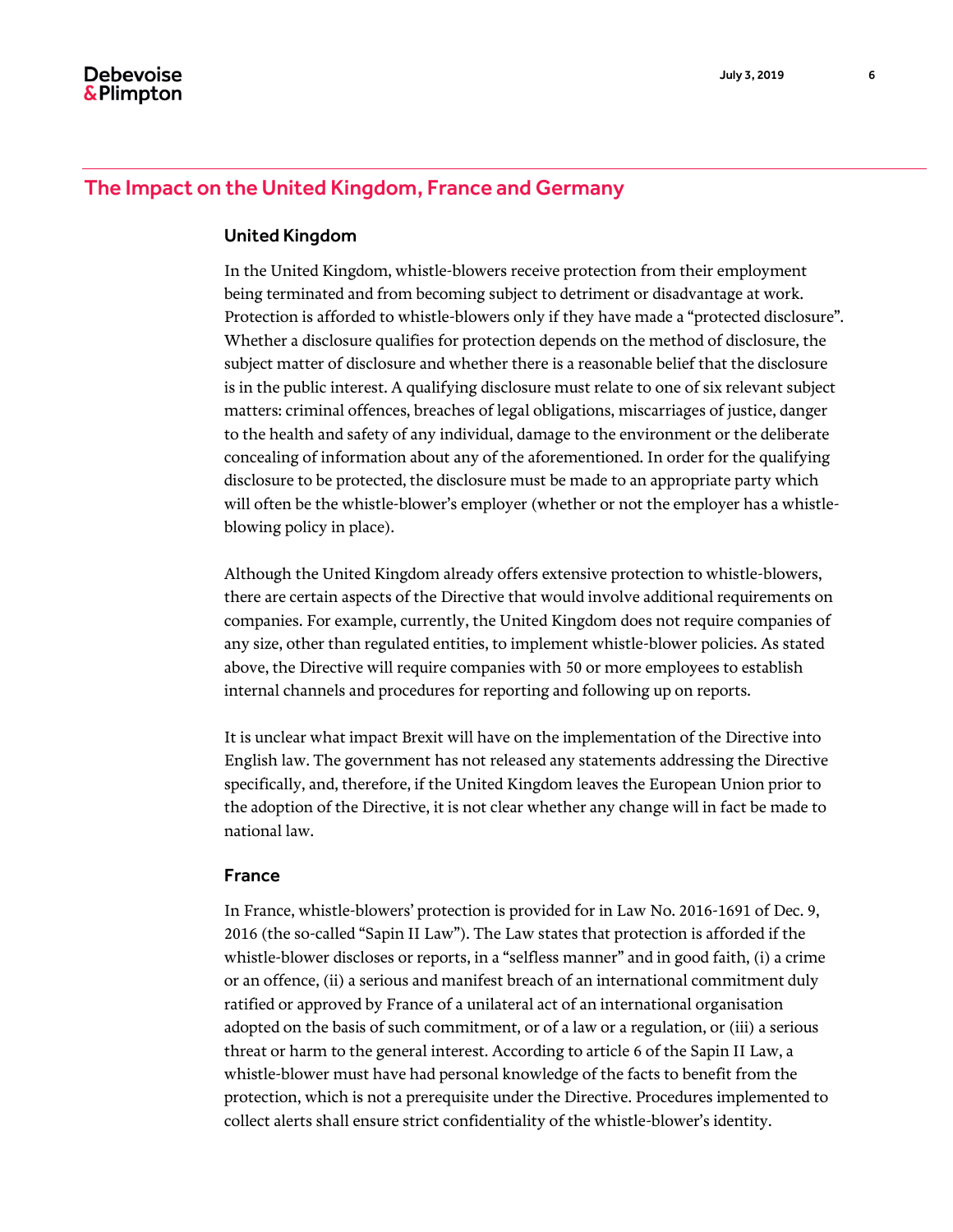## The Impact on the United Kingdom, France and Germany

### United Kingdom

In the United Kingdom, whistle-blowers receive protection from their employment being terminated and from becoming subject to detriment or disadvantage at work. Protection is afforded to whistle-blowers only if they have made a "protected disclosure". Whether a disclosure qualifies for protection depends on the method of disclosure, the subject matter of disclosure and whether there is a reasonable belief that the disclosure is in the public interest. A qualifying disclosure must relate to one of six relevant subject matters: criminal offences, breaches of legal obligations, miscarriages of justice, danger to the health and safety of any individual, damage to the environment or the deliberate concealing of information about any of the aforementioned. In order for the qualifying disclosure to be protected, the disclosure must be made to an appropriate party which will often be the whistle-blower's employer (whether or not the employer has a whistle-blowing policy in place).

Although the United Kingdom already offers extensive protection to whistle-blowers, there are certain aspects of the Directive that would involve additional requirements on companies. For example, currently, the United Kingdom does not require companies of any size, other than regulated entities, to implement whistle-blower policies. As stated above, the Directive will require companies with 50 or more employees to establish internal channels and procedures for reporting and following up on reports.

It is unclear what impact Brexit will have on the implementation of the Directive into English law. The government has not released any statements addressing the Directive specifically, and, therefore, if the United Kingdom leaves the European Union prior to the adoption of the Directive, it is not clear whether any change will in fact be made to national law.

### France

In France, whistle-blowers' protection is provided for in Law No. 2016-1691 of Dec. 9, 2016 (the so-called "Sapin II Law"). The Law states that protection is afforded if the whistle-blower discloses or reports, in a "selfless manner" and in good faith, (i) a crime or an offence, (ii) a serious and manifest breach of an international commitment duly ratified or approved by France of a unilateral act of an international organisation adopted on the basis of such commitment, or of a law or a regulation, or (iii) a serious threat or harm to the general interest. According to article 6 of the Sapin II Law, a whistle-blower must have had personal knowledge of the facts to benefit from the protection, which is not a prerequisite under the Directive. Procedures implemented to collect alerts shall ensure strict confidentiality of the whistle-blower's identity.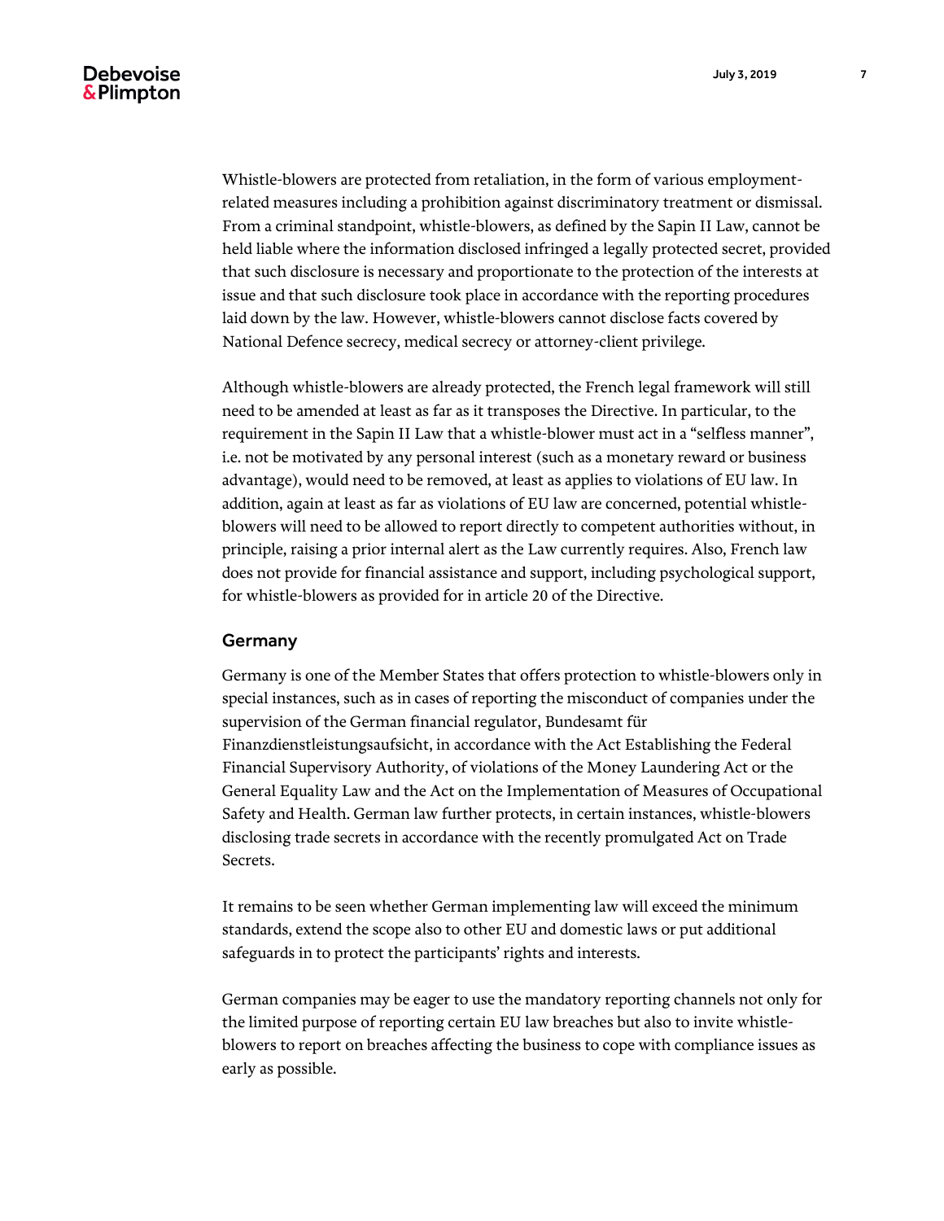Whistle-blowers are protected from retaliation, in the form of various employment-related measures including a prohibition against discriminatory treatment or dismissal. From a criminal standpoint, whistle-blowers, as defined by the Sapin II Law, cannot be held liable where the information disclosed infringed a legally protected secret, provided that such disclosure is necessary and proportionate to the protection of the interests at issue and that such disclosure took place in accordance with the reporting procedures laid down by the law. However, whistle-blowers cannot disclose facts covered by National Defence secrecy, medical secrecy or attorney-client privilege.

Although whistle-blowers are already protected, the French legal framework will still need to be amended at least as far as it transposes the Directive. In particular, to the requirement in the Sapin II Law that a whistle-blower must act in a "selfless manner", i.e. not be motivated by any personal interest (such as a monetary reward or business advantage), would need to be removed, at least as applies to violations of EU law. In addition, again at least as far as violations of EU law are concerned, potential whistle-blowers will need to be allowed to report directly to competent authorities without, in principle, raising a prior internal alert as the Law currently requires. Also, French law does not provide for financial assistance and support, including psychological support, for whistle-blowers as provided for in article 20 of the Directive.

### Germany

Germany is one of the Member States that offers protection to whistle-blowers only in special instances, such as in cases of reporting the misconduct of companies under the supervision of the German financial regulator, Bundesamt für Finanzdienstleistungsaufsicht, in accordance with the Act Establishing the Federal Financial Supervisory Authority, of violations of the Money Laundering Act or the General Equality Law and the Act on the Implementation of Measures of Occupational Safety and Health. German law further protects, in certain instances, whistle-blowers disclosing trade secrets in accordance with the recently promulgated Act on Trade Secrets.

It remains to be seen whether German implementing law will exceed the minimum standards, extend the scope also to other EU and domestic laws or put additional safeguards in to protect the participants' rights and interests.

German companies may be eager to use the mandatory reporting channels not only for the limited purpose of reporting certain EU law breaches but also to invite whistle-blowers to report on breaches affecting the business to cope with compliance issues as early as possible.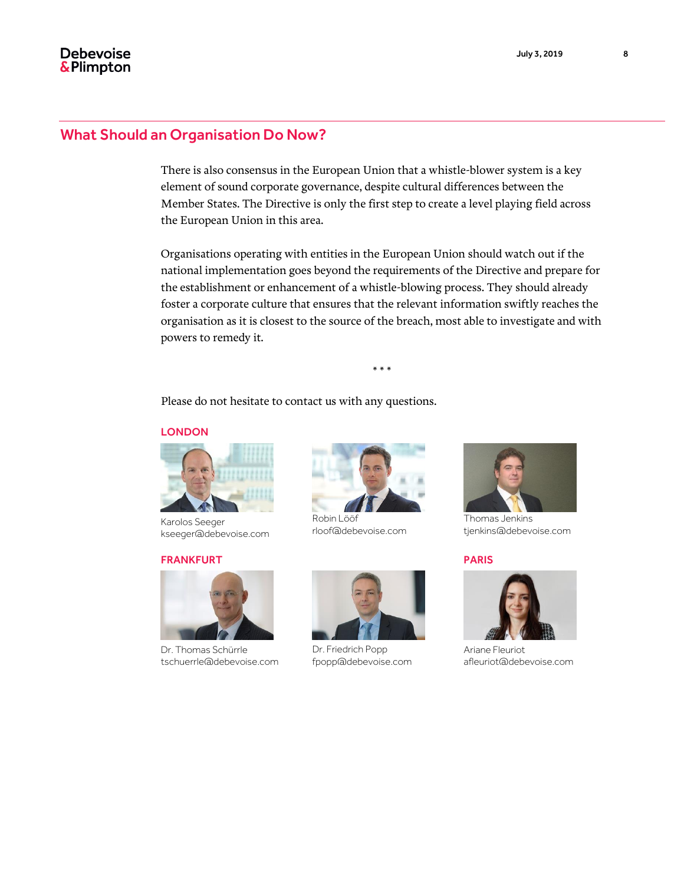## What Should an Organisation Do Now?

There is also consensus in the European Union that a whistle-blower system is a key element of sound corporate governance, despite cultural differences between the Member States. The Directive is only the first step to create a level playing field across the European Union in this area.

Organisations operating with entities in the European Union should watch out if the national implementation goes beyond the requirements of the Directive and prepare for the establishment or enhancement of a whistle-blowing process. They should already foster a corporate culture that ensures that the relevant information swiftly reaches the organisation as it is closest to the source of the breach, most able to investigate and with powers to remedy it.

\* \* \*

Please do not hesitate to contact us with any questions.

**LONDON**

Karolos Seeger
kseeger@debevoise.com

Robin Lööf
rloof@debevoise.com

Thomas Jenkins
tjenkins@debevoise.com

**FRANKFURT**

Dr. Thomas Schürrle
tschuerrle@debevoise.com

Dr. Friedrich Popp
fpopp@debevoise.com

**PARIS**

Ariane Fleuriot
afleuriot@debevoise.com